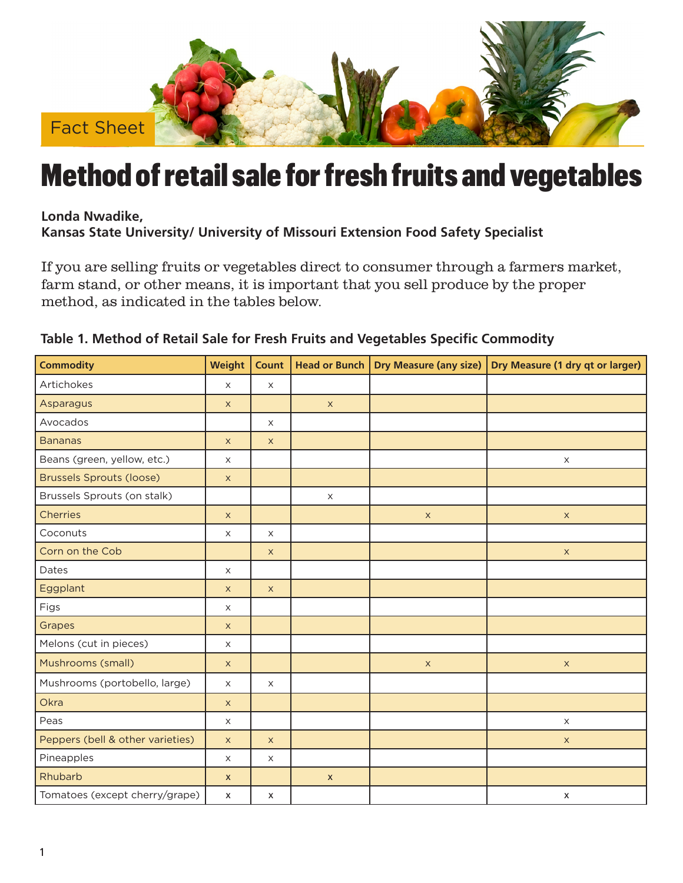Fact Sheet

# Method of retail sale for fresh fruits and vegetables

**Londa Nwadike,**
**Kansas State University/ University of Missouri Extension Food Safety Specialist**

If you are selling fruits or vegetables direct to consumer through a farmers market, farm stand, or other means, it is important that you sell produce by the proper method, as indicated in the tables below.

**Table 1. Method of Retail Sale for Fresh Fruits and Vegetables Specific Commodity**

| Commodity | Weight | Count | Head or Bunch | Dry Measure (any size) | Dry Measure (1 dry qt or larger) |
|---|---|---|---|---|---|
| Artichokes | x | x | | | |
| Asparagus | x | | x | | |
| Avocados | | x | | | |
| Bananas | x | x | | | |
| Beans (green, yellow, etc.) | x | | | | x |
| Brussels Sprouts (loose) | x | | | | |
| Brussels Sprouts (on stalk) | | | x | | |
| Cherries | x | | | x | x |
| Coconuts | x | x | | | |
| Corn on the Cob | | x | | | x |
| Dates | x | | | | |
| Eggplant | x | x | | | |
| Figs | x | | | | |
| Grapes | x | | | | |
| Melons (cut in pieces) | x | | | | |
| Mushrooms (small) | x | | | x | x |
| Mushrooms (portobello, large) | x | x | | | |
| Okra | x | | | | |
| Peas | x | | | | x |
| Peppers (bell & other varieties) | x | x | | | x |
| Pineapples | x | x | | | |
| Rhubarb | x | | x | | |
| Tomatoes (except cherry/grape) | x | x | | | x |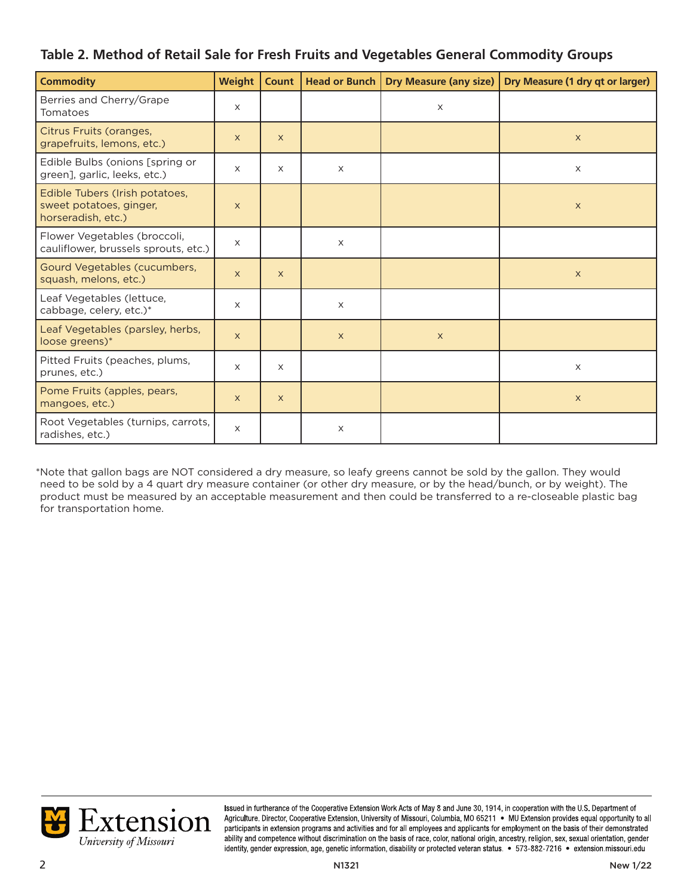## Table 2. Method of Retail Sale for Fresh Fruits and Vegetables General Commodity Groups

| Commodity | Weight | Count | Head or Bunch | Dry Measure (any size) | Dry Measure (1 dry qt or larger) |
|---|---|---|---|---|---|
| Berries and Cherry/Grape Tomatoes | x | | | x | |
| Citrus Fruits (oranges, grapefruits, lemons, etc.) | x | x | | | x |
| Edible Bulbs (onions [spring or green], garlic, leeks, etc.) | x | x | x | | x |
| Edible Tubers (Irish potatoes, sweet potatoes, ginger, horseradish, etc.) | x | | | | x |
| Flower Vegetables (broccoli, cauliflower, brussels sprouts, etc.) | x | | x | | |
| Gourd Vegetables (cucumbers, squash, melons, etc.) | x | x | | | x |
| Leaf Vegetables (lettuce, cabbage, celery, etc.)* | x | | x | | |
| Leaf Vegetables (parsley, herbs, loose greens)* | x | | x | x | |
| Pitted Fruits (peaches, plums, prunes, etc.) | x | x | | | x |
| Pome Fruits (apples, pears, mangoes, etc.) | x | x | | | x |
| Root Vegetables (turnips, carrots, radishes, etc.) | x | | x | | |

*Note that gallon bags are NOT considered a dry measure, so leafy greens cannot be sold by the gallon. They would need to be sold by a 4 quart dry measure container (or other dry measure, or by the head/bunch, or by weight). The product must be measured by an acceptable measurement and then could be transferred to a re-closeable plastic bag for transportation home.

Extension
*University of Missouri*

Issued in furtherance of the Cooperative Extension Work Acts of May 8 and June 30, 1914, in cooperation with the U.S. Department of Agriculture. Director, Cooperative Extension, University of Missouri, Columbia, MO 65211 • MU Extension provides equal opportunity to all participants in extension programs and activities and for all employees and applicants for employment on the basis of their demonstrated ability and competence without discrimination on the basis of race, color, national origin, ancestry, religion, sex, sexual orientation, gender identity, gender expression, age, genetic information, disability or protected veteran status. • 573-882-7216 • extension.missouri.edu

N1321 New 1/22